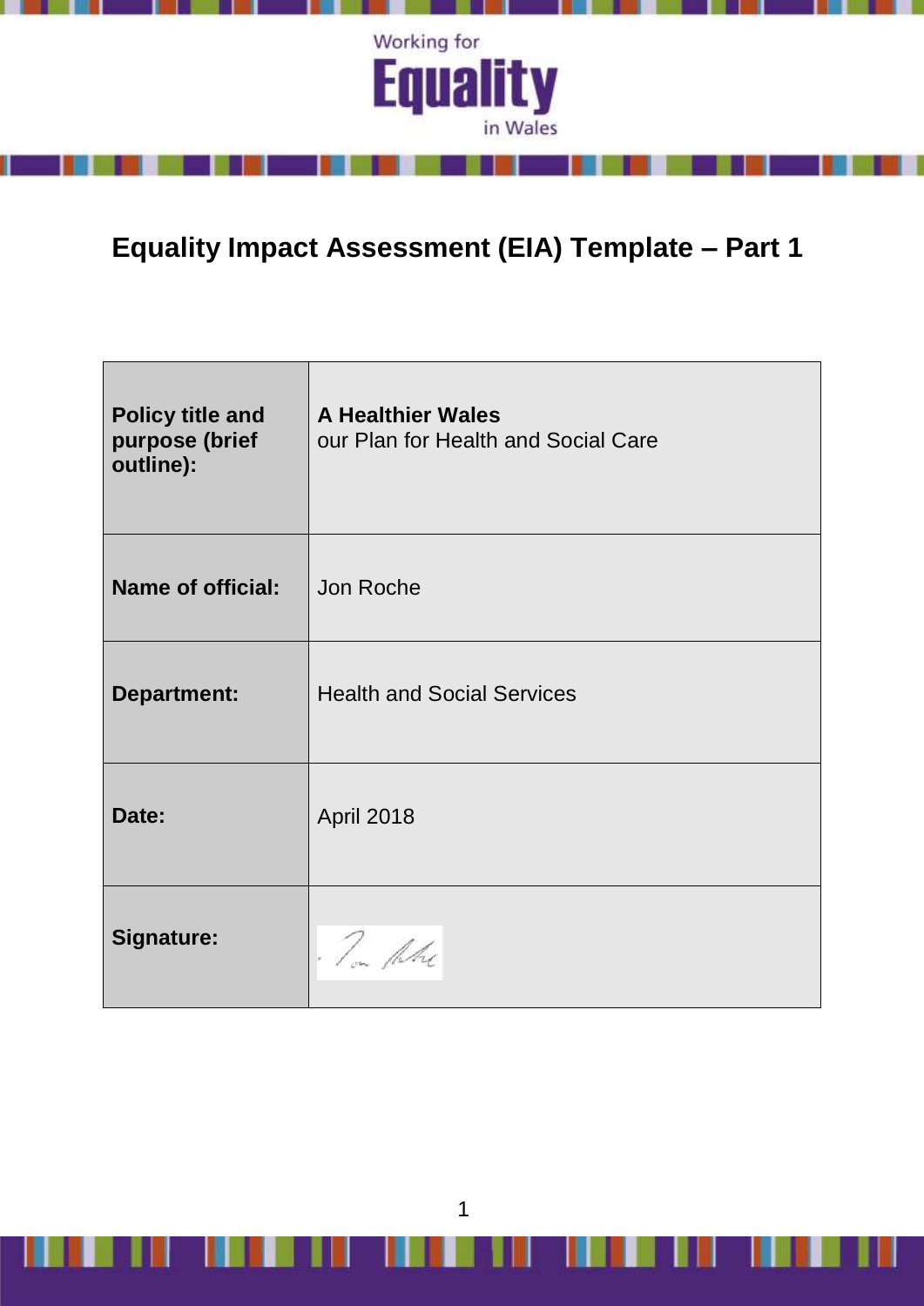Working for **Equality** in Wales

# Equality Impact Assessment (EIA) Template – Part 1

| | |
|---|---|
| **Policy title and purpose (brief outline):** | **A Healthier Wales** our Plan for Health and Social Care |
| **Name of official:** | Jon Roche |
| **Department:** | Health and Social Services |
| **Date:** | April 2018 |
| **Signature:** | |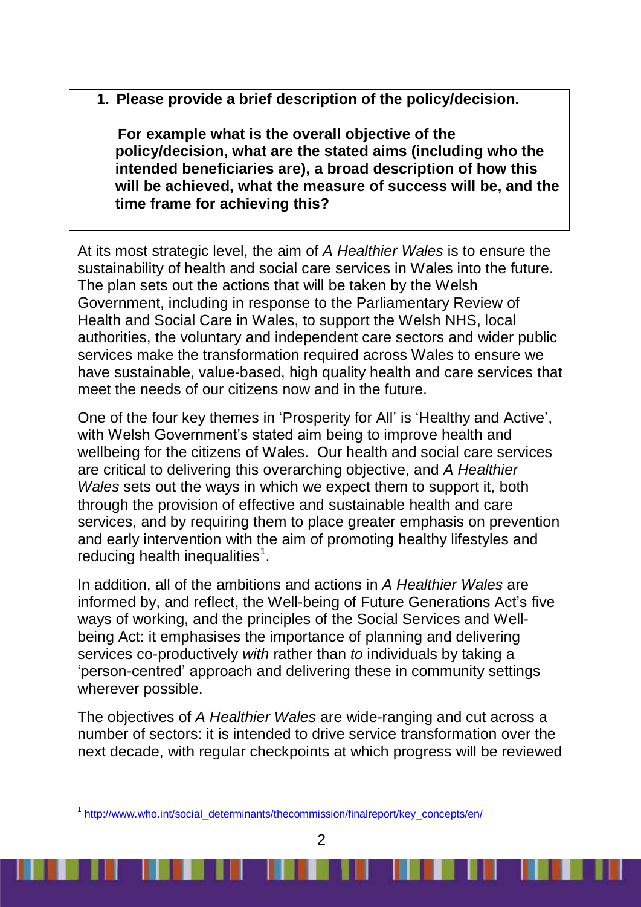**1. Please provide a brief description of the policy/decision.**

**For example what is the overall objective of the policy/decision, what are the stated aims (including who the intended beneficiaries are), a broad description of how this will be achieved, what the measure of success will be, and the time frame for achieving this?**

At its most strategic level, the aim of *A Healthier Wales* is to ensure the sustainability of health and social care services in Wales into the future. The plan sets out the actions that will be taken by the Welsh Government, including in response to the Parliamentary Review of Health and Social Care in Wales, to support the Welsh NHS, local authorities, the voluntary and independent care sectors and wider public services make the transformation required across Wales to ensure we have sustainable, value-based, high quality health and care services that meet the needs of our citizens now and in the future.

One of the four key themes in 'Prosperity for All' is 'Healthy and Active', with Welsh Government's stated aim being to improve health and wellbeing for the citizens of Wales. Our health and social care services are critical to delivering this overarching objective, and *A Healthier Wales* sets out the ways in which we expect them to support it, both through the provision of effective and sustainable health and care services, and by requiring them to place greater emphasis on prevention and early intervention with the aim of promoting healthy lifestyles and reducing health inequalities[1].

In addition, all of the ambitions and actions in *A Healthier Wales* are informed by, and reflect, the Well-being of Future Generations Act's five ways of working, and the principles of the Social Services and Well-being Act: it emphasises the importance of planning and delivering services co-productively *with* rather than *to* individuals by taking a 'person-centred' approach and delivering these in community settings wherever possible.

The objectives of *A Healthier Wales* are wide-ranging and cut across a number of sectors: it is intended to drive service transformation over the next decade, with regular checkpoints at which progress will be reviewed

[1] http://www.who.int/social_determinants/thecommission/finalreport/key_concepts/en/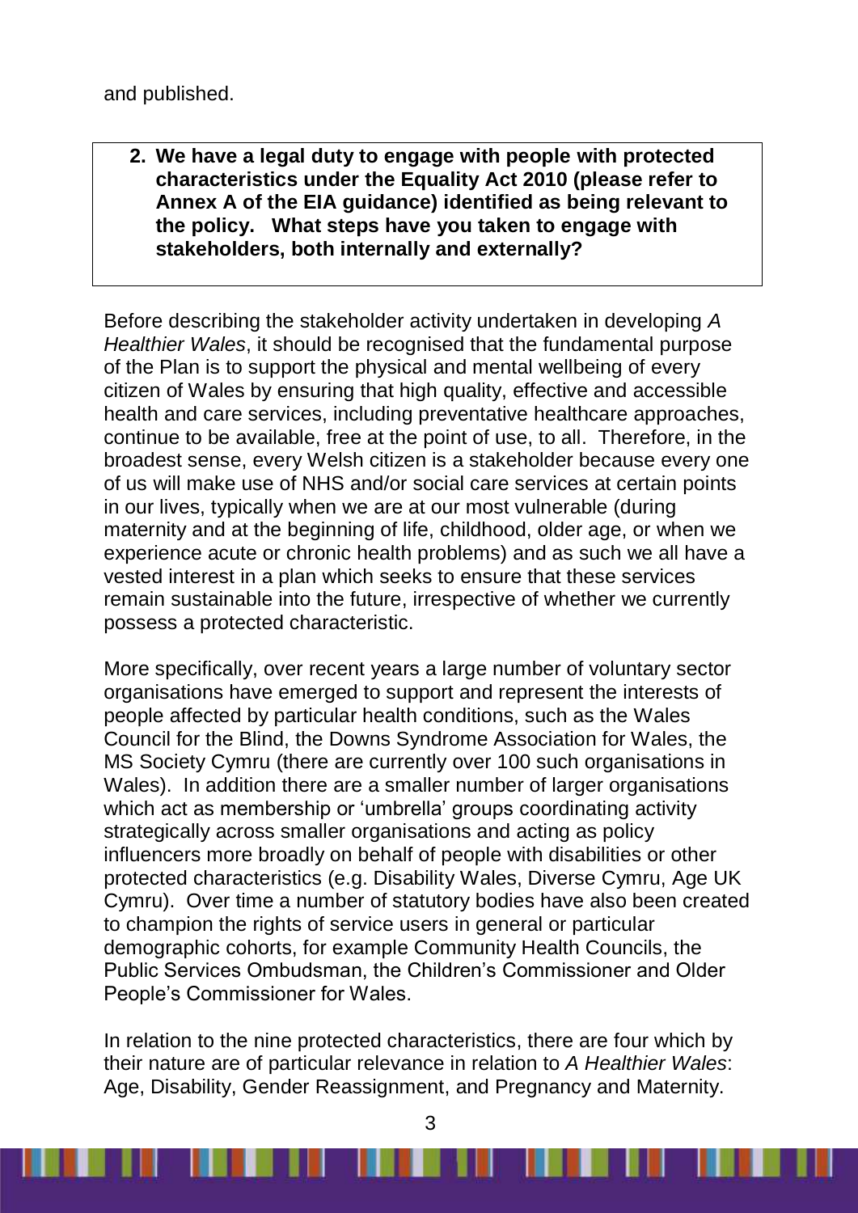and published.

> **2. We have a legal duty to engage with people with protected characteristics under the Equality Act 2010 (please refer to Annex A of the EIA guidance) identified as being relevant to the policy. What steps have you taken to engage with stakeholders, both internally and externally?**

Before describing the stakeholder activity undertaken in developing *A Healthier Wales*, it should be recognised that the fundamental purpose of the Plan is to support the physical and mental wellbeing of every citizen of Wales by ensuring that high quality, effective and accessible health and care services, including preventative healthcare approaches, continue to be available, free at the point of use, to all. Therefore, in the broadest sense, every Welsh citizen is a stakeholder because every one of us will make use of NHS and/or social care services at certain points in our lives, typically when we are at our most vulnerable (during maternity and at the beginning of life, childhood, older age, or when we experience acute or chronic health problems) and as such we all have a vested interest in a plan which seeks to ensure that these services remain sustainable into the future, irrespective of whether we currently possess a protected characteristic.

More specifically, over recent years a large number of voluntary sector organisations have emerged to support and represent the interests of people affected by particular health conditions, such as the Wales Council for the Blind, the Downs Syndrome Association for Wales, the MS Society Cymru (there are currently over 100 such organisations in Wales). In addition there are a smaller number of larger organisations which act as membership or 'umbrella' groups coordinating activity strategically across smaller organisations and acting as policy influencers more broadly on behalf of people with disabilities or other protected characteristics (e.g. Disability Wales, Diverse Cymru, Age UK Cymru). Over time a number of statutory bodies have also been created to champion the rights of service users in general or particular demographic cohorts, for example Community Health Councils, the Public Services Ombudsman, the Children's Commissioner and Older People's Commissioner for Wales.

In relation to the nine protected characteristics, there are four which by their nature are of particular relevance in relation to *A Healthier Wales*: Age, Disability, Gender Reassignment, and Pregnancy and Maternity.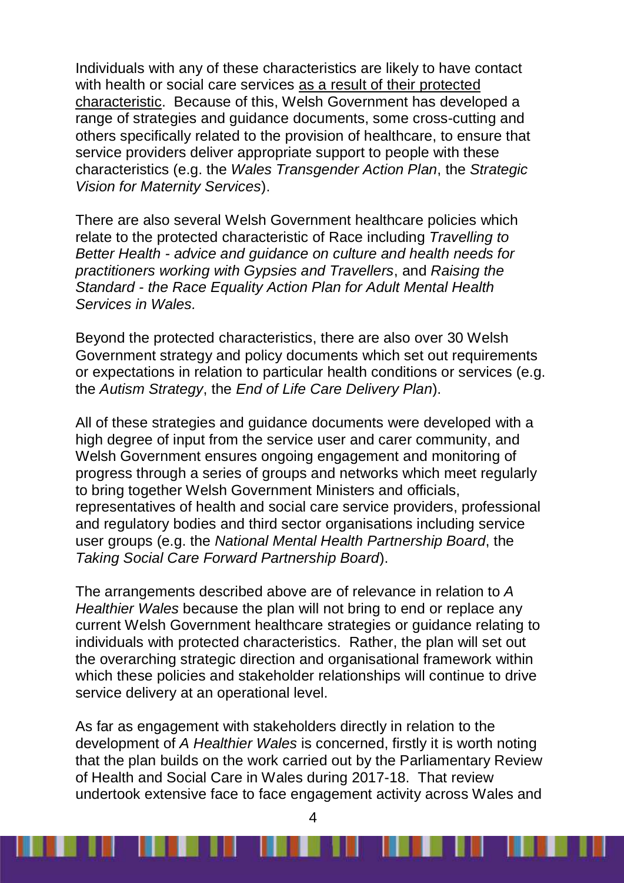Individuals with any of these characteristics are likely to have contact with health or social care services <u>as a result of their protected characteristic</u>. Because of this, Welsh Government has developed a range of strategies and guidance documents, some cross-cutting and others specifically related to the provision of healthcare, to ensure that service providers deliver appropriate support to people with these characteristics (e.g. the *Wales Transgender Action Plan*, the *Strategic Vision for Maternity Services*).

There are also several Welsh Government healthcare policies which relate to the protected characteristic of Race including *Travelling to Better Health - advice and guidance on culture and health needs for practitioners working with Gypsies and Travellers*, and *Raising the Standard - the Race Equality Action Plan for Adult Mental Health Services in Wales.*

Beyond the protected characteristics, there are also over 30 Welsh Government strategy and policy documents which set out requirements or expectations in relation to particular health conditions or services (e.g. the *Autism Strategy*, the *End of Life Care Delivery Plan*).

All of these strategies and guidance documents were developed with a high degree of input from the service user and carer community, and Welsh Government ensures ongoing engagement and monitoring of progress through a series of groups and networks which meet regularly to bring together Welsh Government Ministers and officials, representatives of health and social care service providers, professional and regulatory bodies and third sector organisations including service user groups (e.g. the *National Mental Health Partnership Board*, the *Taking Social Care Forward Partnership Board*).

The arrangements described above are of relevance in relation to *A Healthier Wales* because the plan will not bring to end or replace any current Welsh Government healthcare strategies or guidance relating to individuals with protected characteristics. Rather, the plan will set out the overarching strategic direction and organisational framework within which these policies and stakeholder relationships will continue to drive service delivery at an operational level.

As far as engagement with stakeholders directly in relation to the development of *A Healthier Wales* is concerned, firstly it is worth noting that the plan builds on the work carried out by the Parliamentary Review of Health and Social Care in Wales during 2017-18. That review undertook extensive face to face engagement activity across Wales and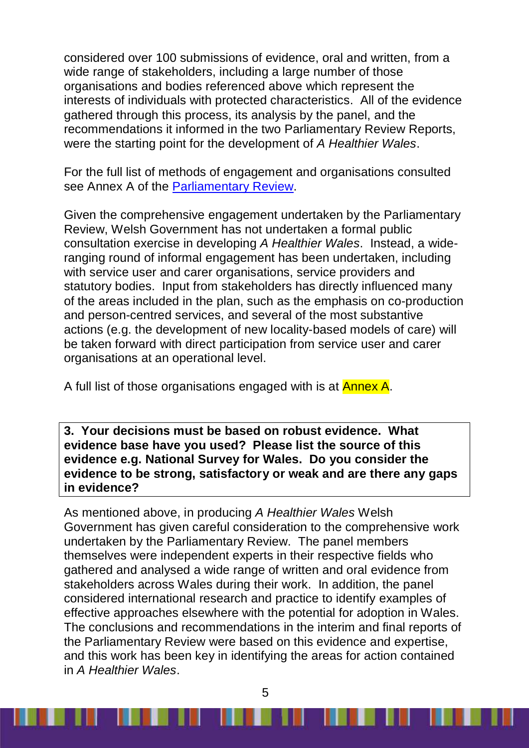considered over 100 submissions of evidence, oral and written, from a wide range of stakeholders, including a large number of those organisations and bodies referenced above which represent the interests of individuals with protected characteristics. All of the evidence gathered through this process, its analysis by the panel, and the recommendations it informed in the two Parliamentary Review Reports, were the starting point for the development of *A Healthier Wales*.

For the full list of methods of engagement and organisations consulted see Annex A of the [Parliamentary Review](#).

Given the comprehensive engagement undertaken by the Parliamentary Review, Welsh Government has not undertaken a formal public consultation exercise in developing *A Healthier Wales*. Instead, a wide-ranging round of informal engagement has been undertaken, including with service user and carer organisations, service providers and statutory bodies. Input from stakeholders has directly influenced many of the areas included in the plan, such as the emphasis on co-production and person-centred services, and several of the most substantive actions (e.g. the development of new locality-based models of care) will be taken forward with direct participation from service user and carer organisations at an operational level.

A full list of those organisations engaged with is at Annex A.

**3. Your decisions must be based on robust evidence. What evidence base have you used? Please list the source of this evidence e.g. National Survey for Wales. Do you consider the evidence to be strong, satisfactory or weak and are there any gaps in evidence?**

As mentioned above, in producing *A Healthier Wales* Welsh Government has given careful consideration to the comprehensive work undertaken by the Parliamentary Review. The panel members themselves were independent experts in their respective fields who gathered and analysed a wide range of written and oral evidence from stakeholders across Wales during their work. In addition, the panel considered international research and practice to identify examples of effective approaches elsewhere with the potential for adoption in Wales. The conclusions and recommendations in the interim and final reports of the Parliamentary Review were based on this evidence and expertise, and this work has been key in identifying the areas for action contained in *A Healthier Wales*.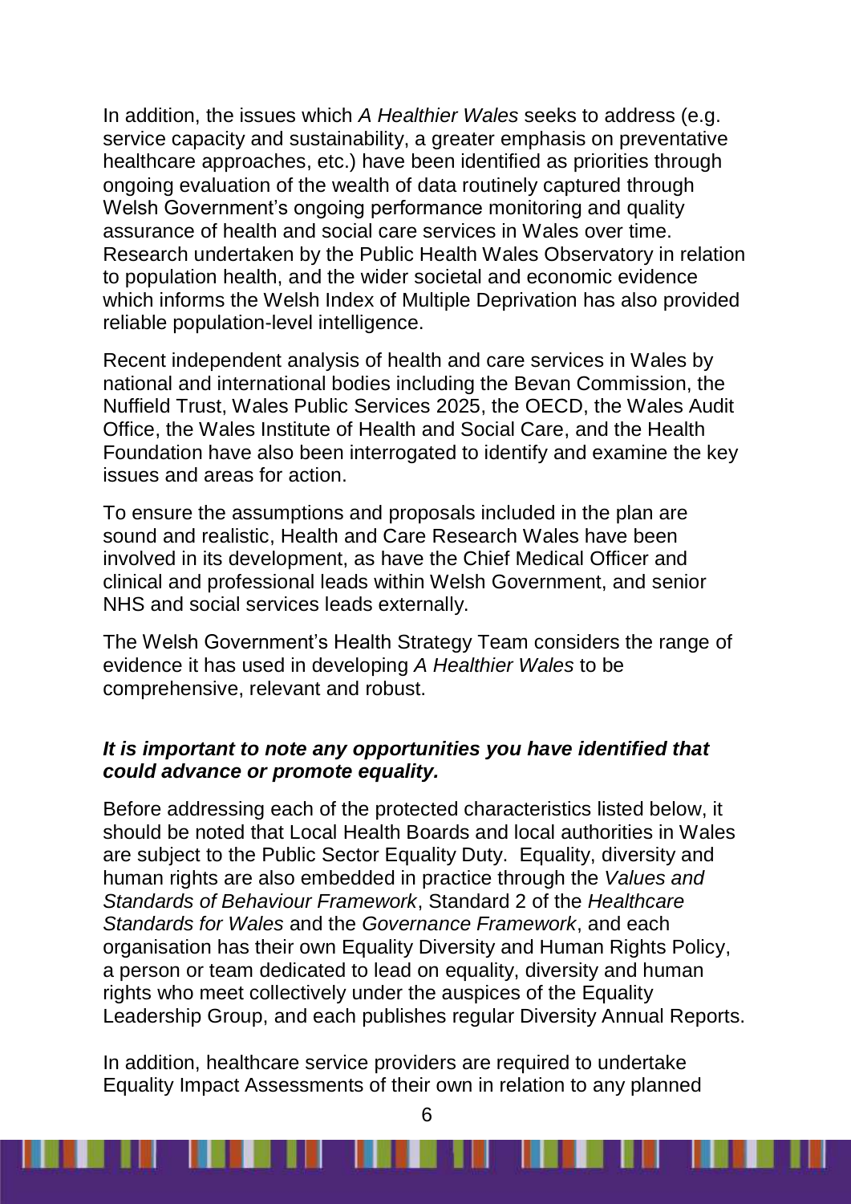In addition, the issues which *A Healthier Wales* seeks to address (e.g. service capacity and sustainability, a greater emphasis on preventative healthcare approaches, etc.) have been identified as priorities through ongoing evaluation of the wealth of data routinely captured through Welsh Government's ongoing performance monitoring and quality assurance of health and social care services in Wales over time. Research undertaken by the Public Health Wales Observatory in relation to population health, and the wider societal and economic evidence which informs the Welsh Index of Multiple Deprivation has also provided reliable population-level intelligence.

Recent independent analysis of health and care services in Wales by national and international bodies including the Bevan Commission, the Nuffield Trust, Wales Public Services 2025, the OECD, the Wales Audit Office, the Wales Institute of Health and Social Care, and the Health Foundation have also been interrogated to identify and examine the key issues and areas for action.

To ensure the assumptions and proposals included in the plan are sound and realistic, Health and Care Research Wales have been involved in its development, as have the Chief Medical Officer and clinical and professional leads within Welsh Government, and senior NHS and social services leads externally.

The Welsh Government's Health Strategy Team considers the range of evidence it has used in developing *A Healthier Wales* to be comprehensive, relevant and robust.

***It is important to note any opportunities you have identified that could advance or promote equality.***

Before addressing each of the protected characteristics listed below, it should be noted that Local Health Boards and local authorities in Wales are subject to the Public Sector Equality Duty. Equality, diversity and human rights are also embedded in practice through the *Values and Standards of Behaviour Framework*, Standard 2 of the *Healthcare Standards for Wales* and the *Governance Framework*, and each organisation has their own Equality Diversity and Human Rights Policy, a person or team dedicated to lead on equality, diversity and human rights who meet collectively under the auspices of the Equality Leadership Group, and each publishes regular Diversity Annual Reports.

In addition, healthcare service providers are required to undertake Equality Impact Assessments of their own in relation to any planned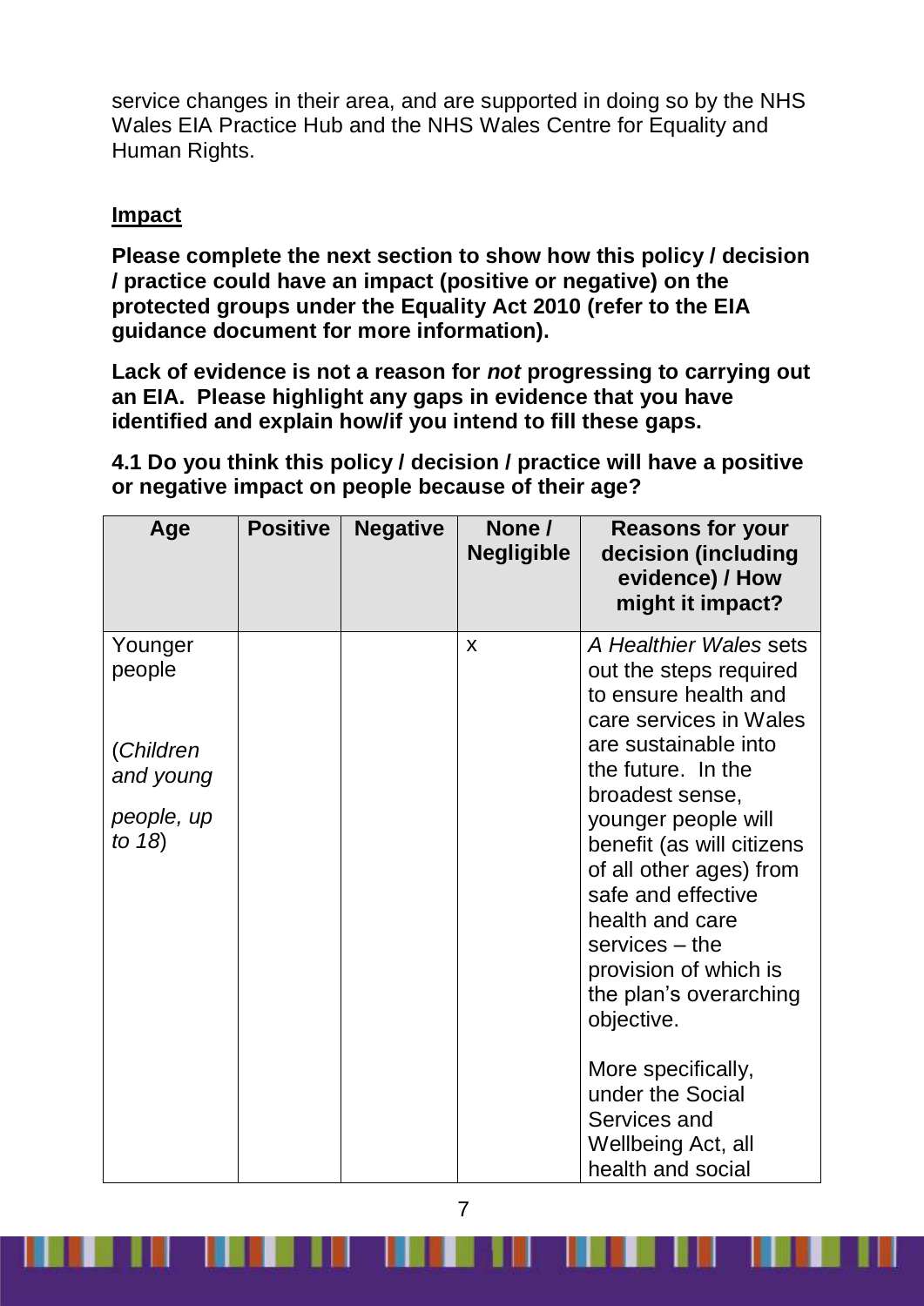service changes in their area, and are supported in doing so by the NHS Wales EIA Practice Hub and the NHS Wales Centre for Equality and Human Rights.

**Impact**

**Please complete the next section to show how this policy / decision / practice could have an impact (positive or negative) on the protected groups under the Equality Act 2010 (refer to the EIA guidance document for more information).**

**Lack of evidence is not a reason for *not* progressing to carrying out an EIA. Please highlight any gaps in evidence that you have identified and explain how/if you intend to fill these gaps.**

**4.1 Do you think this policy / decision / practice will have a positive or negative impact on people because of their age?**

| Age | Positive | Negative | None / Negligible | Reasons for your decision (including evidence) / How might it impact? |
|---|---|---|---|---|
| Younger people<br><br>(*Children and young people, up to 18*) | | | x | *A Healthier Wales* sets out the steps required to ensure health and care services in Wales are sustainable into the future. In the broadest sense, younger people will benefit (as will citizens of all other ages) from safe and effective health and care services – the provision of which is the plan's overarching objective.<br><br>More specifically, under the Social Services and Wellbeing Act, all health and social |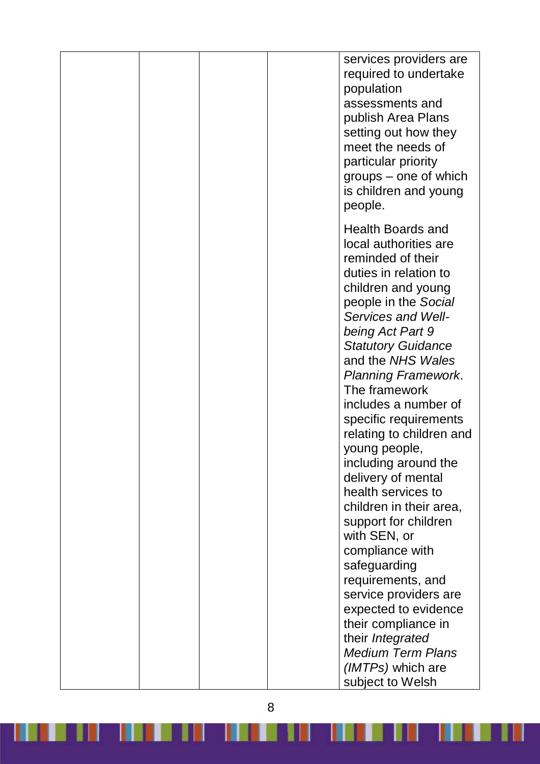| | | | | |
|---|---|---|---|---|
| | | | | services providers are required to undertake population assessments and publish Area Plans setting out how they meet the needs of particular priority groups – one of which is children and young people.<br><br>Health Boards and local authorities are reminded of their duties in relation to children and young people in the *Social Services and Well-being Act Part 9 Statutory Guidance* and the *NHS Wales Planning Framework*. The framework includes a number of specific requirements relating to children and young people, including around the delivery of mental health services to children in their area, support for children with SEN, or compliance with safeguarding requirements, and service providers are expected to evidence their compliance in their *Integrated Medium Term Plans (IMTPs)* which are subject to Welsh |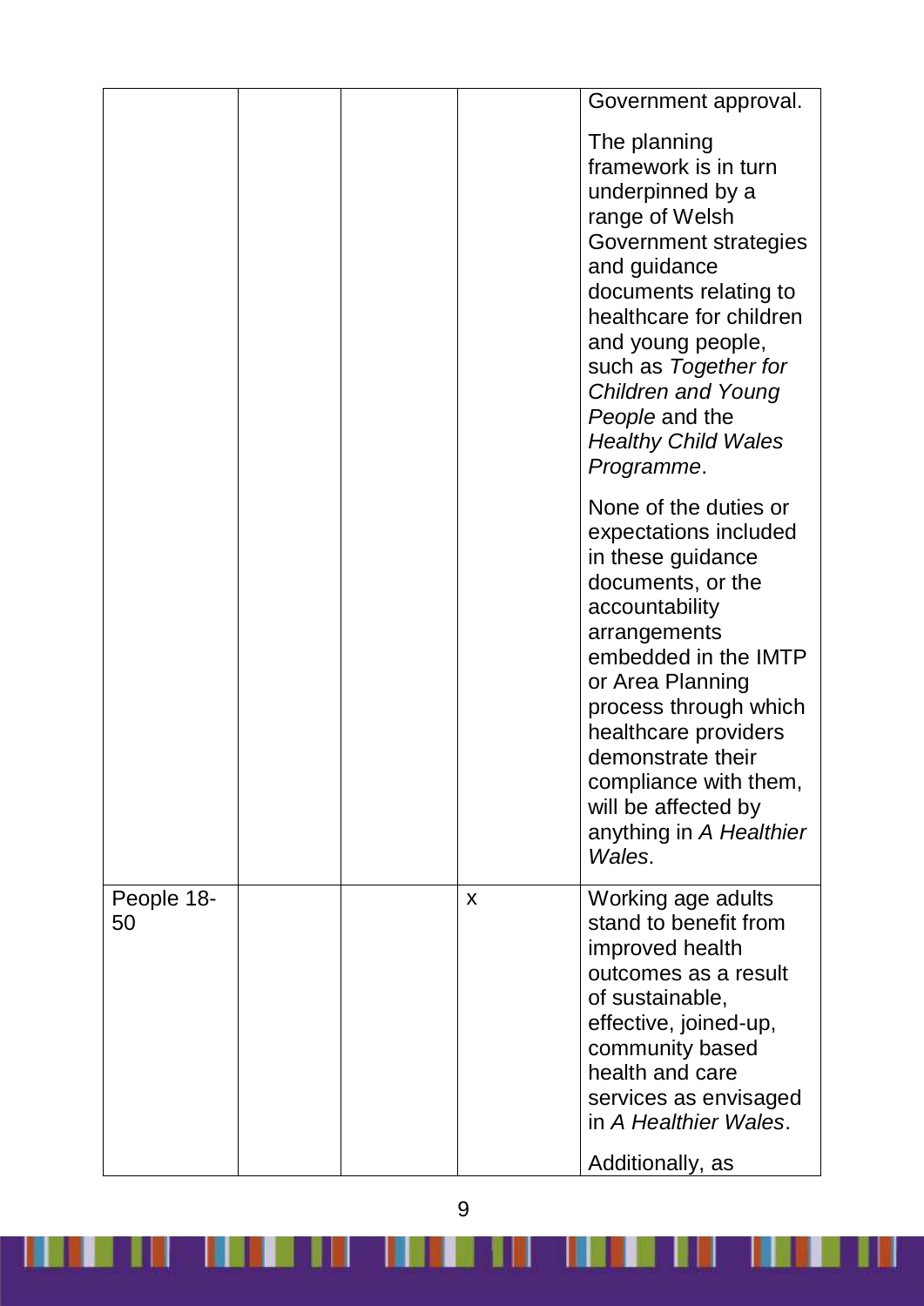| | | | | |
|---|---|---|---|---|
| | | | | Government approval.<br><br>The planning framework is in turn underpinned by a range of Welsh Government strategies and guidance documents relating to healthcare for children and young people, such as *Together for Children and Young People* and the *Healthy Child Wales Programme*.<br><br>None of the duties or expectations included in these guidance documents, or the accountability arrangements embedded in the IMTP or Area Planning process through which healthcare providers demonstrate their compliance with them, will be affected by anything in *A Healthier Wales*. |
| People 18-50 | | | x | Working age adults stand to benefit from improved health outcomes as a result of sustainable, effective, joined-up, community based health and care services as envisaged in *A Healthier Wales*.<br><br>Additionally, as |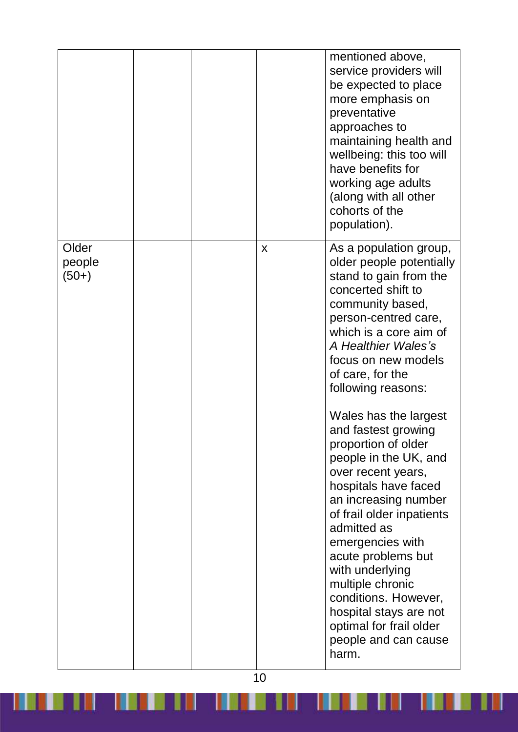| | | | | |
|---|---|---|---|---|
| | | | | mentioned above, service providers will be expected to place more emphasis on preventative approaches to maintaining health and wellbeing: this too will have benefits for working age adults (along with all other cohorts of the population). |
| Older people (50+) | | | x | As a population group, older people potentially stand to gain from the concerted shift to community based, person-centred care, which is a core aim of *A Healthier Wales's* focus on new models of care, for the following reasons:<br><br>Wales has the largest and fastest growing proportion of older people in the UK, and over recent years, hospitals have faced an increasing number of frail older inpatients admitted as emergencies with acute problems but with underlying multiple chronic conditions. However, hospital stays are not optimal for frail older people and can cause harm. |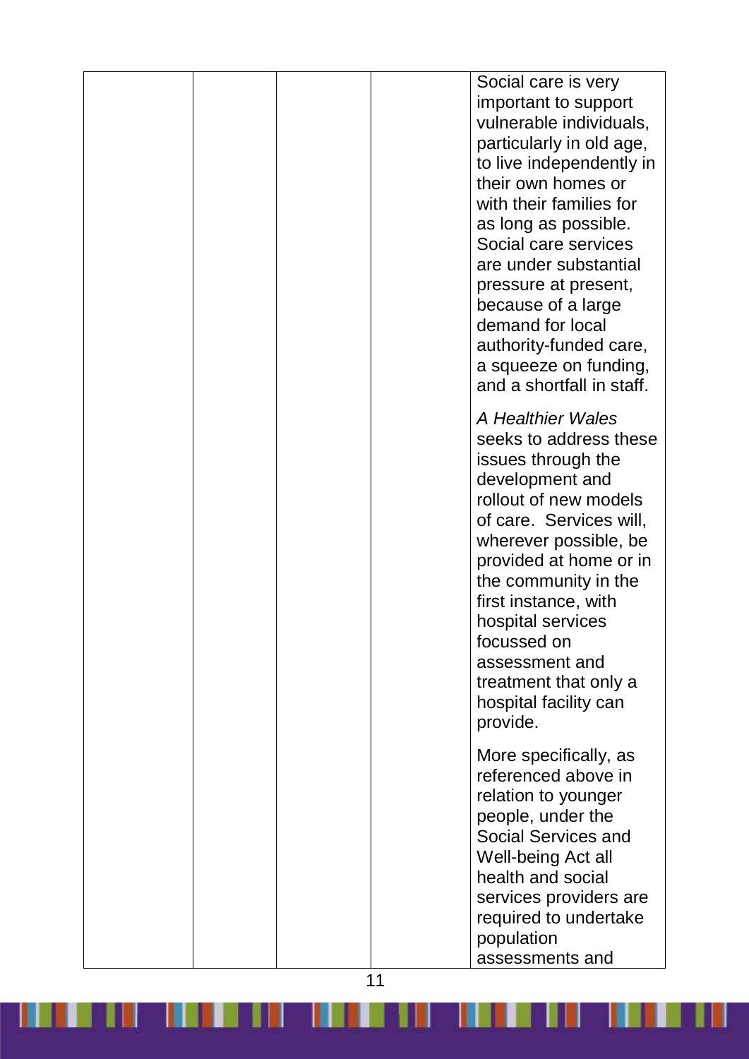|  |  |  |  | Social care is very important to support vulnerable individuals, particularly in old age, to live independently in their own homes or with their families for as long as possible. Social care services are under substantial pressure at present, because of a large demand for local authority-funded care, a squeeze on funding, and a shortfall in staff.<br><br>*A Healthier Wales* seeks to address these issues through the development and rollout of new models of care. Services will, wherever possible, be provided at home or in the community in the first instance, with hospital services focussed on assessment and treatment that only a hospital facility can provide.<br><br>More specifically, as referenced above in relation to younger people, under the Social Services and Well-being Act all health and social services providers are required to undertake population assessments and |
| --- | --- | --- | --- | --- |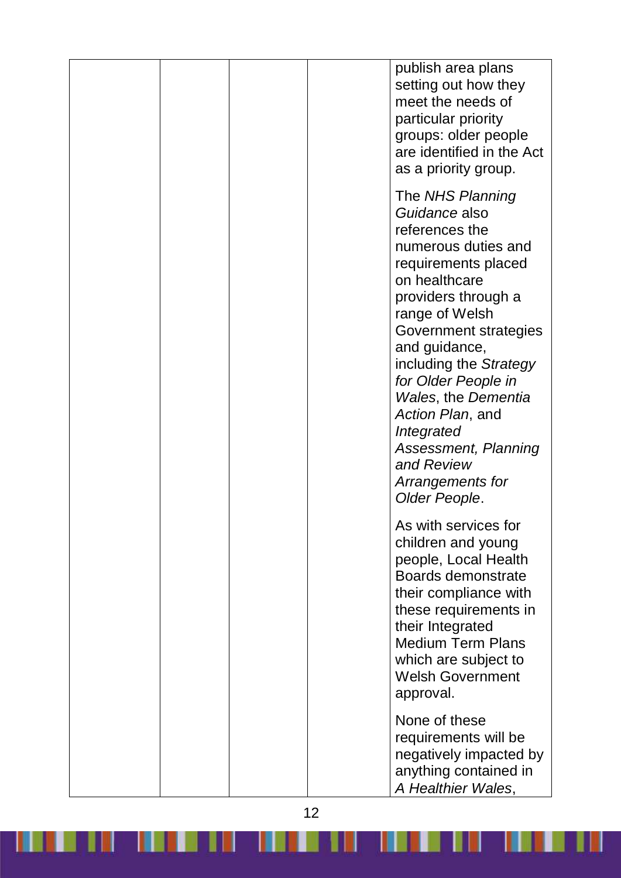|  |  |  |  | publish area plans setting out how they meet the needs of particular priority groups: older people are identified in the Act as a priority group.<br><br>The *NHS Planning Guidance* also references the numerous duties and requirements placed on healthcare providers through a range of Welsh Government strategies and guidance, including the *Strategy for Older People in Wales*, the *Dementia Action Plan*, and *Integrated Assessment, Planning and Review Arrangements for Older People*.<br><br>As with services for children and young people, Local Health Boards demonstrate their compliance with these requirements in their Integrated Medium Term Plans which are subject to Welsh Government approval.<br><br>None of these requirements will be negatively impacted by anything contained in *A Healthier Wales*, |
|---|---|---|---|---|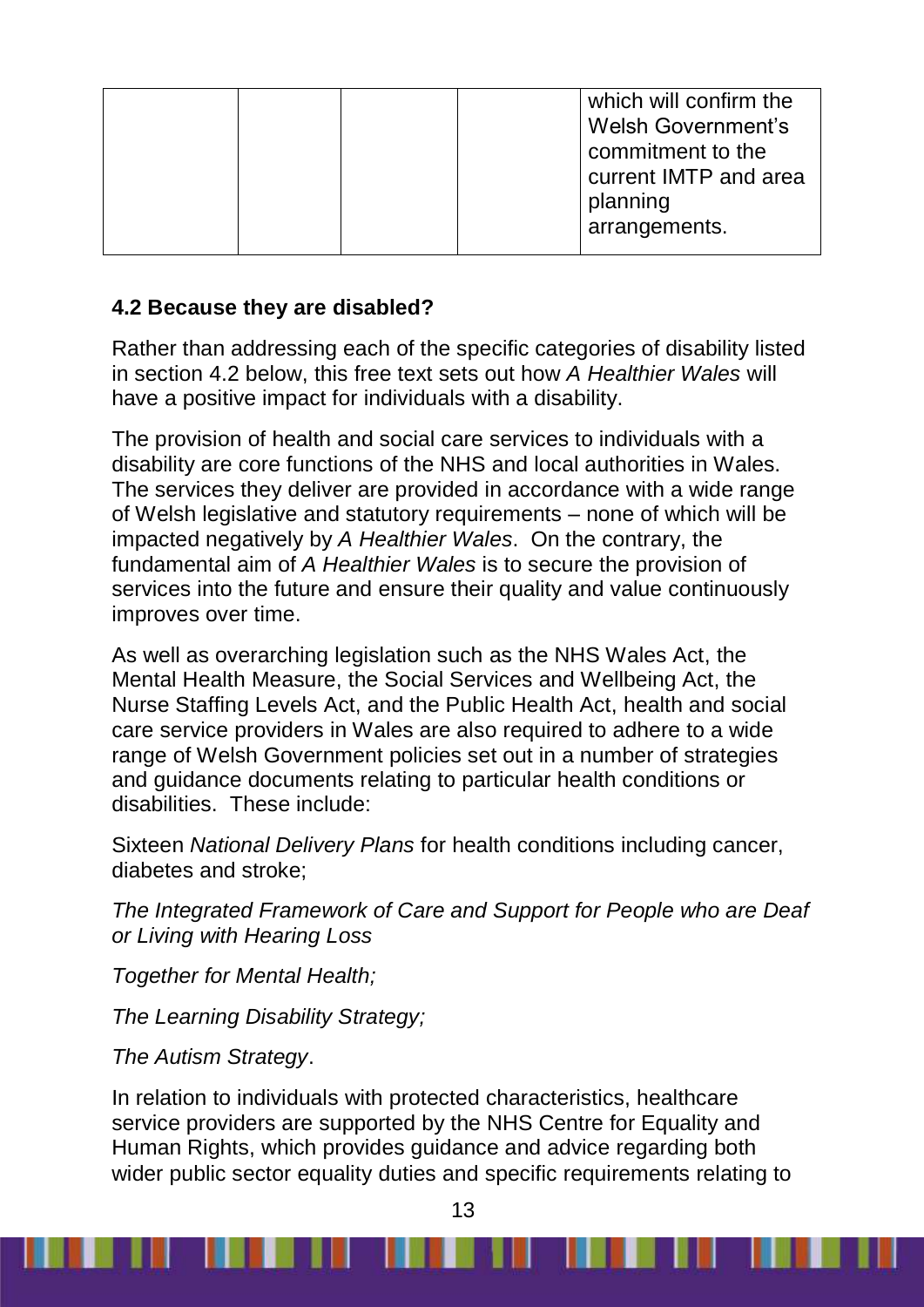| | | | | which will confirm the Welsh Government's commitment to the current IMTP and area planning arrangements. |
|---|---|---|---|---|

**4.2 Because they are disabled?**

Rather than addressing each of the specific categories of disability listed in section 4.2 below, this free text sets out how *A Healthier Wales* will have a positive impact for individuals with a disability.

The provision of health and social care services to individuals with a disability are core functions of the NHS and local authorities in Wales. The services they deliver are provided in accordance with a wide range of Welsh legislative and statutory requirements – none of which will be impacted negatively by *A Healthier Wales*. On the contrary, the fundamental aim of *A Healthier Wales* is to secure the provision of services into the future and ensure their quality and value continuously improves over time.

As well as overarching legislation such as the NHS Wales Act, the Mental Health Measure, the Social Services and Wellbeing Act, the Nurse Staffing Levels Act, and the Public Health Act, health and social care service providers in Wales are also required to adhere to a wide range of Welsh Government policies set out in a number of strategies and guidance documents relating to particular health conditions or disabilities. These include:

Sixteen *National Delivery Plans* for health conditions including cancer, diabetes and stroke;

*The Integrated Framework of Care and Support for People who are Deaf or Living with Hearing Loss*

*Together for Mental Health;*

*The Learning Disability Strategy;*

*The Autism Strategy*.

In relation to individuals with protected characteristics, healthcare service providers are supported by the NHS Centre for Equality and Human Rights, which provides guidance and advice regarding both wider public sector equality duties and specific requirements relating to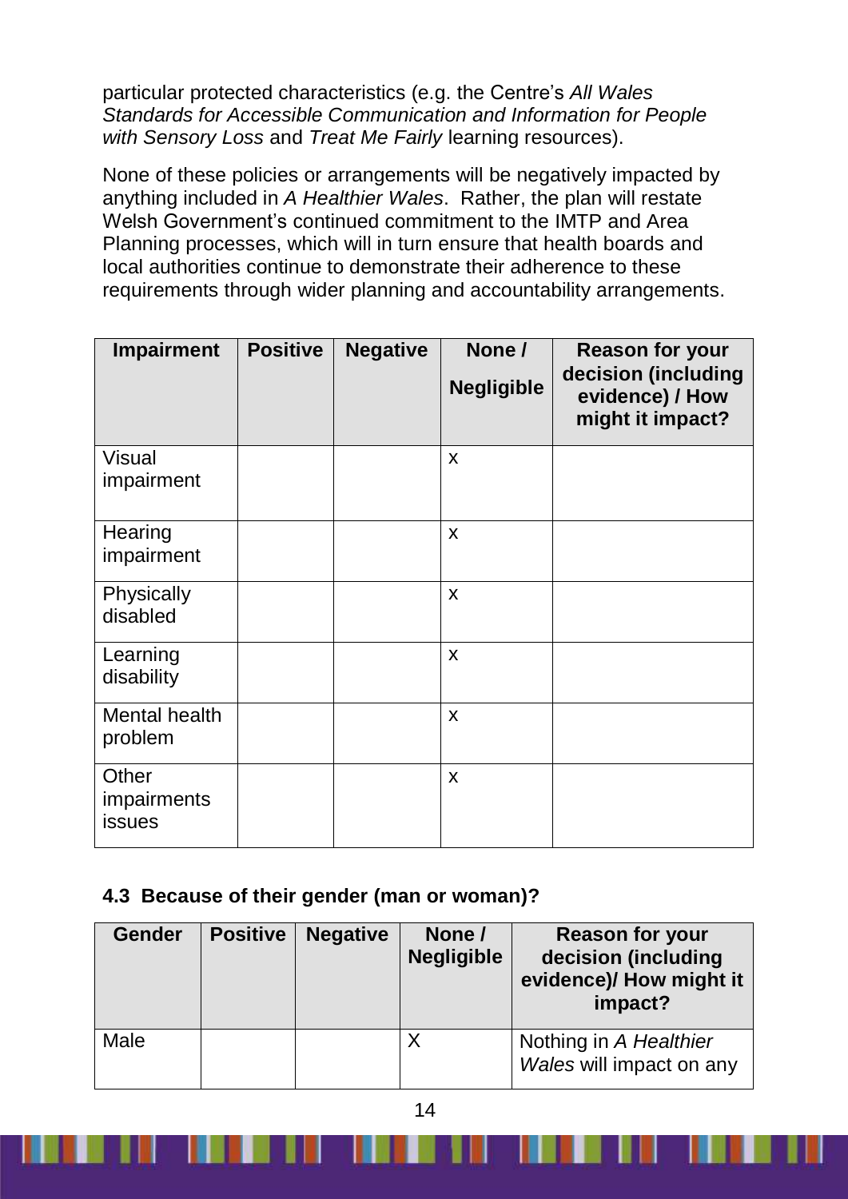particular protected characteristics (e.g. the Centre's *All Wales Standards for Accessible Communication and Information for People with Sensory Loss* and *Treat Me Fairly* learning resources).

None of these policies or arrangements will be negatively impacted by anything included in *A Healthier Wales*. Rather, the plan will restate Welsh Government's continued commitment to the IMTP and Area Planning processes, which will in turn ensure that health boards and local authorities continue to demonstrate their adherence to these requirements through wider planning and accountability arrangements.

| Impairment | Positive | Negative | None / Negligible | Reason for your decision (including evidence) / How might it impact? |
|---|---|---|---|---|
| Visual impairment | | | x | |
| Hearing impairment | | | x | |
| Physically disabled | | | x | |
| Learning disability | | | x | |
| Mental health problem | | | x | |
| Other impairments issues | | | x | |

### 4.3 Because of their gender (man or woman)?

| Gender | Positive | Negative | None / Negligible | Reason for your decision (including evidence)/ How might it impact? |
|---|---|---|---|---|
| Male | | | X | Nothing in *A Healthier Wales* will impact on any |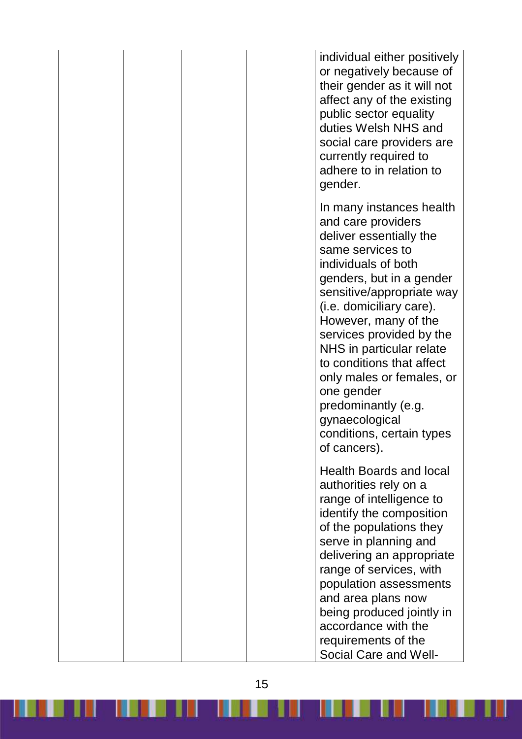| | | | | |
|---|---|---|---|---|
| | | | | individual either positively or negatively because of their gender as it will not affect any of the existing public sector equality duties Welsh NHS and social care providers are currently required to adhere to in relation to gender.<br><br>In many instances health and care providers deliver essentially the same services to individuals of both genders, but in a gender sensitive/appropriate way (i.e. domiciliary care). However, many of the services provided by the NHS in particular relate to conditions that affect only males or females, or one gender predominantly (e.g. gynaecological conditions, certain types of cancers).<br><br>Health Boards and local authorities rely on a range of intelligence to identify the composition of the populations they serve in planning and delivering an appropriate range of services, with population assessments and area plans now being produced jointly in accordance with the requirements of the Social Care and Well- |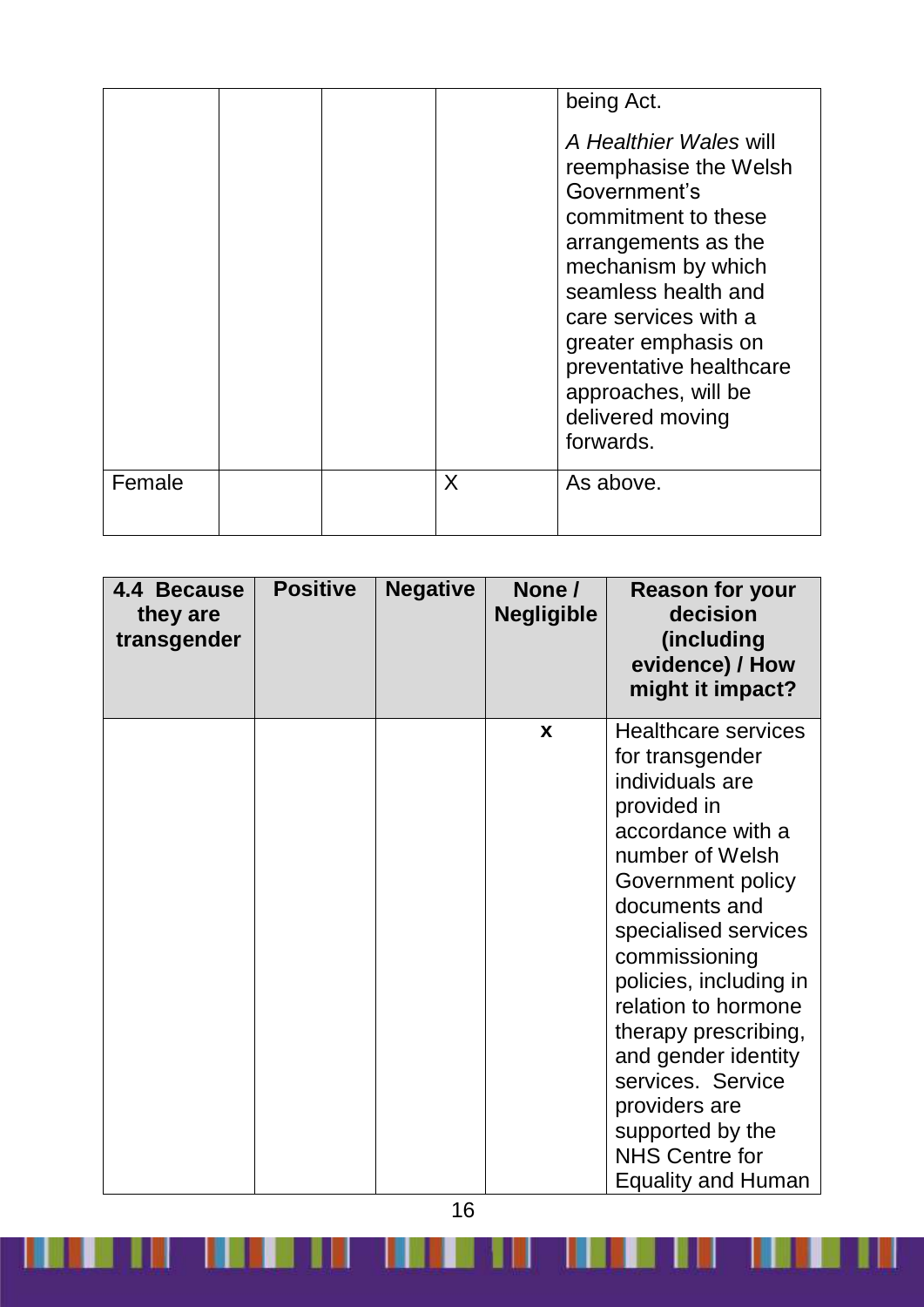| | | | | |
|---|---|---|---|---|
| | | | | being Act.<br><br>*A Healthier Wales* will reemphasise the Welsh Government's commitment to these arrangements as the mechanism by which seamless health and care services with a greater emphasis on preventative healthcare approaches, will be delivered moving forwards. |
| Female | | | X | As above. |

| 4.4 Because they are transgender | Positive | Negative | None / Negligible | Reason for your decision (including evidence) / How might it impact? |
|---|---|---|---|---|
| | | | x | Healthcare services for transgender individuals are provided in accordance with a number of Welsh Government policy documents and specialised services commissioning policies, including in relation to hormone therapy prescribing, and gender identity services. Service providers are supported by the NHS Centre for Equality and Human |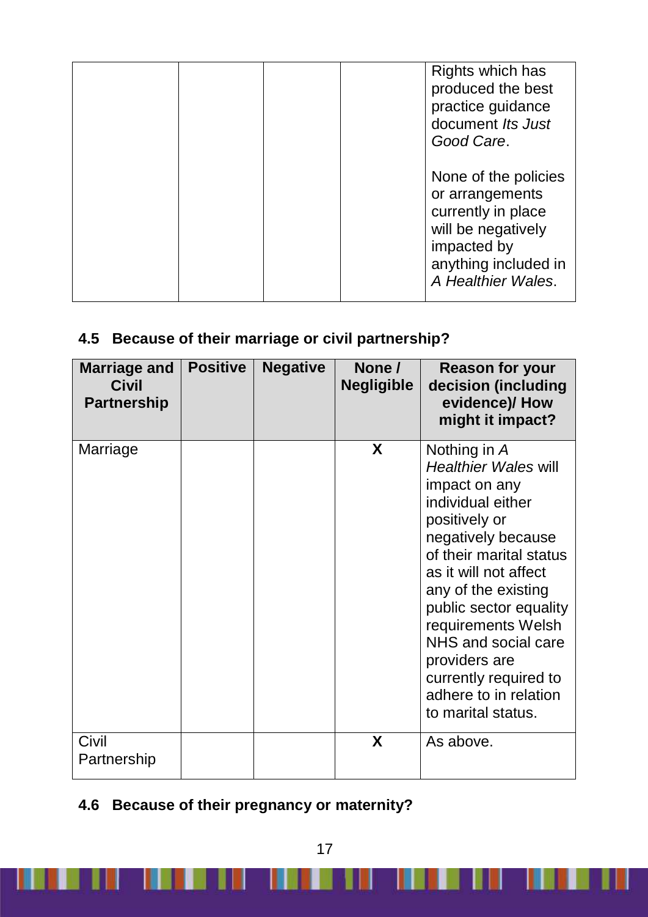| | | | | Rights which has produced the best practice guidance document *Its Just Good Care*.<br><br>None of the policies or arrangements currently in place will be negatively impacted by anything included in *A Healthier Wales*. |
|---|---|---|---|---|

## 4.5 Because of their marriage or civil partnership?

| Marriage and Civil Partnership | Positive | Negative | None / Negligible | Reason for your decision (including evidence)/ How might it impact? |
|---|---|---|---|---|
| Marriage | | | X | Nothing in *A Healthier Wales* will impact on any individual either positively or negatively because of their marital status as it will not affect any of the existing public sector equality requirements Welsh NHS and social care providers are currently required to adhere to in relation to marital status. |
| Civil Partnership | | | X | As above. |

## 4.6 Because of their pregnancy or maternity?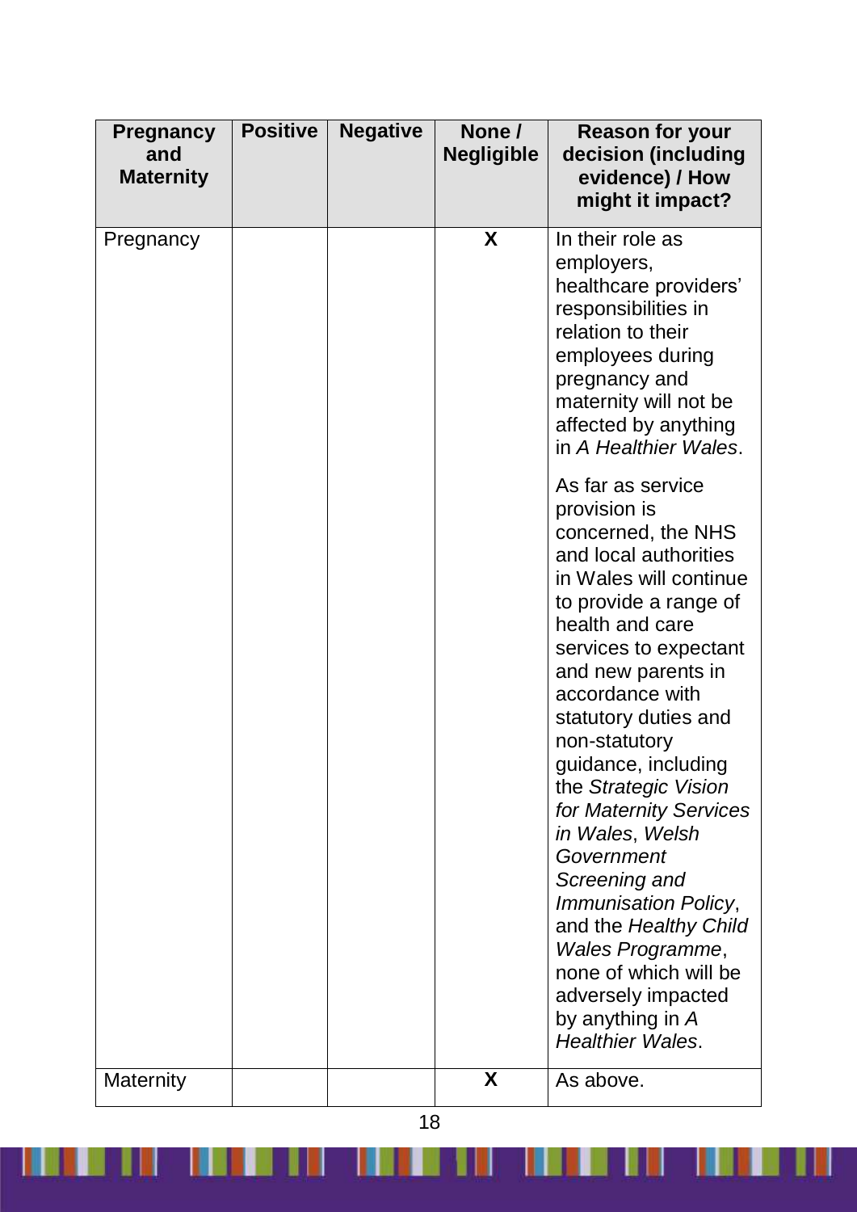| **Pregnancy and Maternity** | **Positive** | **Negative** | **None / Negligible** | **Reason for your decision (including evidence) / How might it impact?** |
|---|---|---|---|---|
| Pregnancy | | | X | In their role as employers, healthcare providers' responsibilities in relation to their employees during pregnancy and maternity will not be affected by anything in *A Healthier Wales*.<br><br>As far as service provision is concerned, the NHS and local authorities in Wales will continue to provide a range of health and care services to expectant and new parents in accordance with statutory duties and non-statutory guidance, including the *Strategic Vision for Maternity Services in Wales*, *Welsh Government Screening and Immunisation Policy*, and the *Healthy Child Wales Programme*, none of which will be adversely impacted by anything in *A Healthier Wales*. |
| Maternity | | | X | As above. |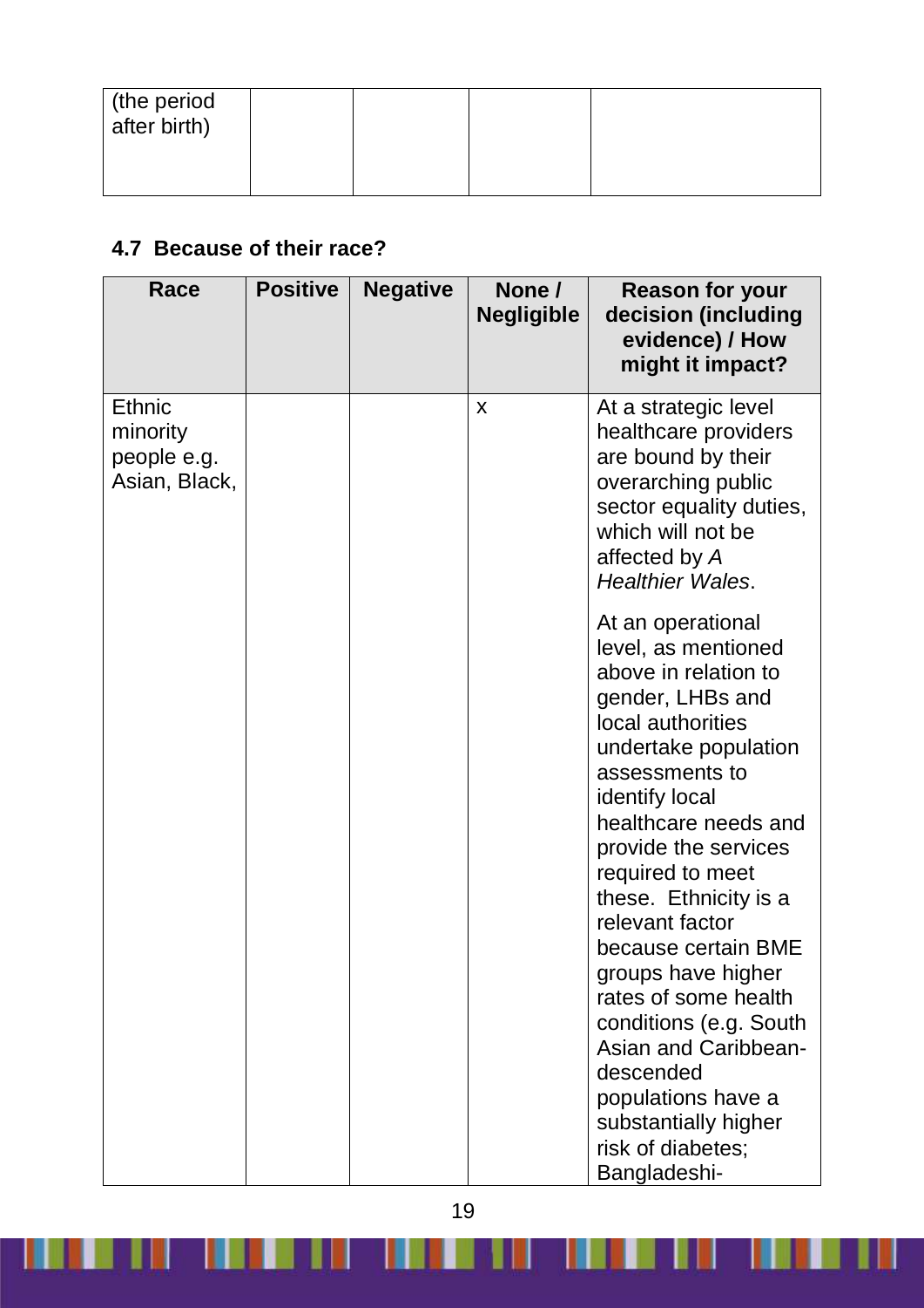| (the period after birth) | | | | |
|---|---|---|---|---|

### 4.7 Because of their race?

| Race | Positive | Negative | None / Negligible | Reason for your decision (including evidence) / How might it impact? |
|---|---|---|---|---|
| Ethnic minority people e.g. Asian, Black, | | | x | At a strategic level healthcare providers are bound by their overarching public sector equality duties, which will not be affected by *A Healthier Wales*. At an operational level, as mentioned above in relation to gender, LHBs and local authorities undertake population assessments to identify local healthcare needs and provide the services required to meet these. Ethnicity is a relevant factor because certain BME groups have higher rates of some health conditions (e.g. South Asian and Caribbean-descended populations have a substantially higher risk of diabetes; Bangladeshi- |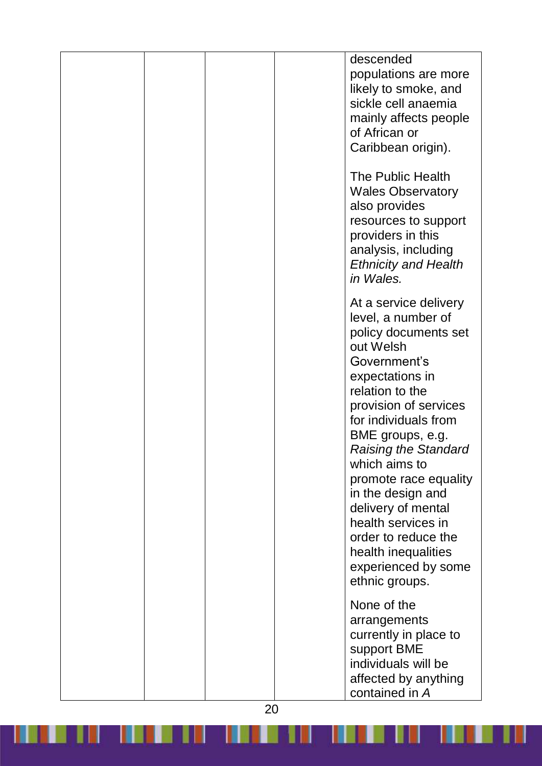| | | | | |
|---|---|---|---|---|
| | | | | descended populations are more likely to smoke, and sickle cell anaemia mainly affects people of African or Caribbean origin).<br><br>The Public Health Wales Observatory also provides resources to support providers in this analysis, including *Ethnicity and Health in Wales.*<br><br>At a service delivery level, a number of policy documents set out Welsh Government's expectations in relation to the provision of services for individuals from BME groups, e.g. *Raising the Standard* which aims to promote race equality in the design and delivery of mental health services in order to reduce the health inequalities experienced by some ethnic groups.<br><br>None of the arrangements currently in place to support BME individuals will be affected by anything contained in *A* |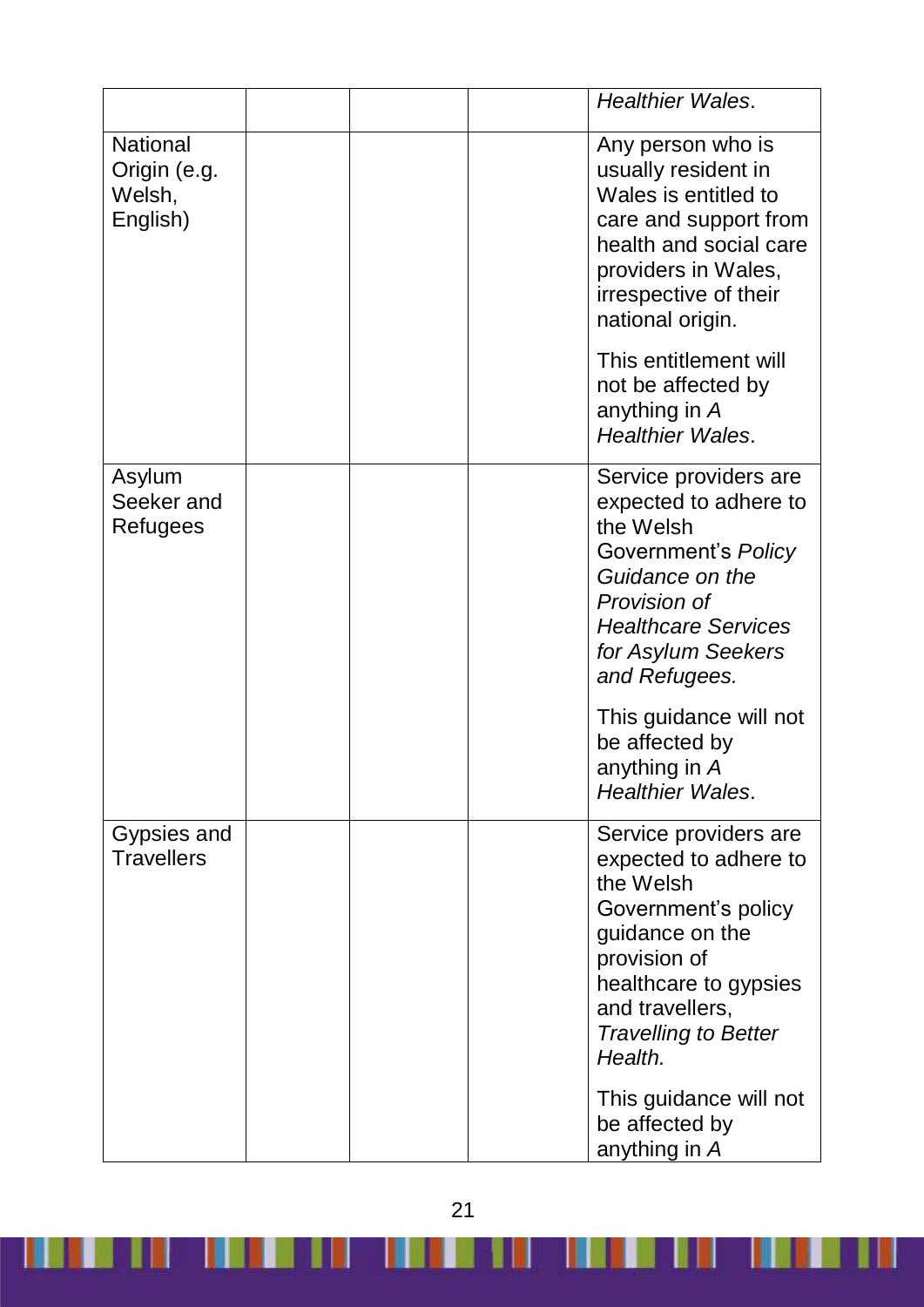|  |  |  |  | *Healthier Wales*. |
|---|---|---|---|---|
| National Origin (e.g. Welsh, English) |  |  |  | Any person who is usually resident in Wales is entitled to care and support from health and social care providers in Wales, irrespective of their national origin.<br><br>This entitlement will not be affected by anything in *A Healthier Wales*. |
| Asylum Seeker and Refugees |  |  |  | Service providers are expected to adhere to the Welsh Government's *Policy Guidance on the Provision of Healthcare Services for Asylum Seekers and Refugees.*<br><br>This guidance will not be affected by anything in *A Healthier Wales*. |
| Gypsies and Travellers |  |  |  | Service providers are expected to adhere to the Welsh Government's policy guidance on the provision of healthcare to gypsies and travellers, *Travelling to Better Health.*<br><br>This guidance will not be affected by anything in *A* |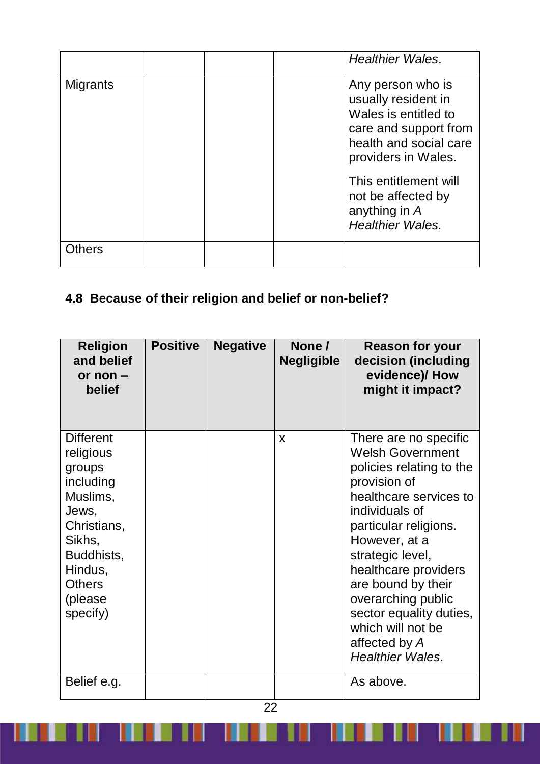| | | | | *Healthier Wales*. |
|---|---|---|---|---|
| Migrants | | | | Any person who is usually resident in Wales is entitled to care and support from health and social care providers in Wales. This entitlement will not be affected by anything in *A Healthier Wales.* |
| Others | | | | |

## 4.8 Because of their religion and belief or non-belief?

| Religion and belief or non – belief | Positive | Negative | None / Negligible | Reason for your decision (including evidence)/ How might it impact? |
|---|---|---|---|---|
| Different religious groups including Muslims, Jews, Christians, Sikhs, Buddhists, Hindus, Others (please specify) | | | x | There are no specific Welsh Government policies relating to the provision of healthcare services to individuals of particular religions. However, at a strategic level, healthcare providers are bound by their overarching public sector equality duties, which will not be affected by *A Healthier Wales*. |
| Belief e.g. | | | | As above. |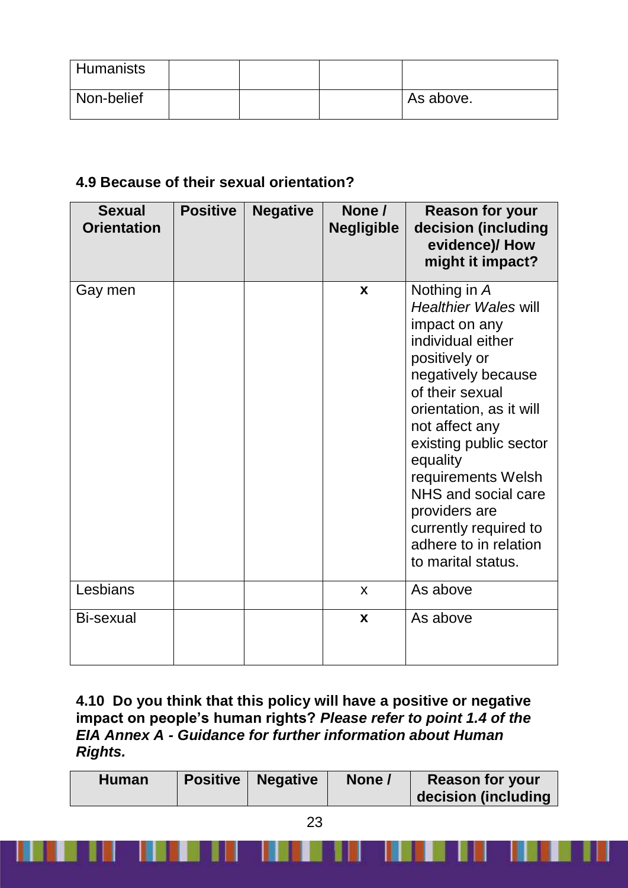| Humanists | | | | |
|---|---|---|---|---|
| Non-belief | | | | As above. |

**4.9 Because of their sexual orientation?**

| Sexual Orientation | Positive | Negative | None / Negligible | Reason for your decision (including evidence)/ How might it impact? |
|---|---|---|---|---|
| Gay men | | | **x** | Nothing in *A Healthier Wales* will impact on any individual either positively or negatively because of their sexual orientation, as it will not affect any existing public sector equality requirements Welsh NHS and social care providers are currently required to adhere to in relation to marital status. |
| Lesbians | | | x | As above |
| Bi-sexual | | | **x** | As above |

**4.10 Do you think that this policy will have a positive or negative impact on people's human rights? *Please refer to point 1.4 of the EIA Annex A - Guidance for further information about Human Rights.***

| Human | Positive | Negative | None / | Reason for your decision (including |
|---|---|---|---|---|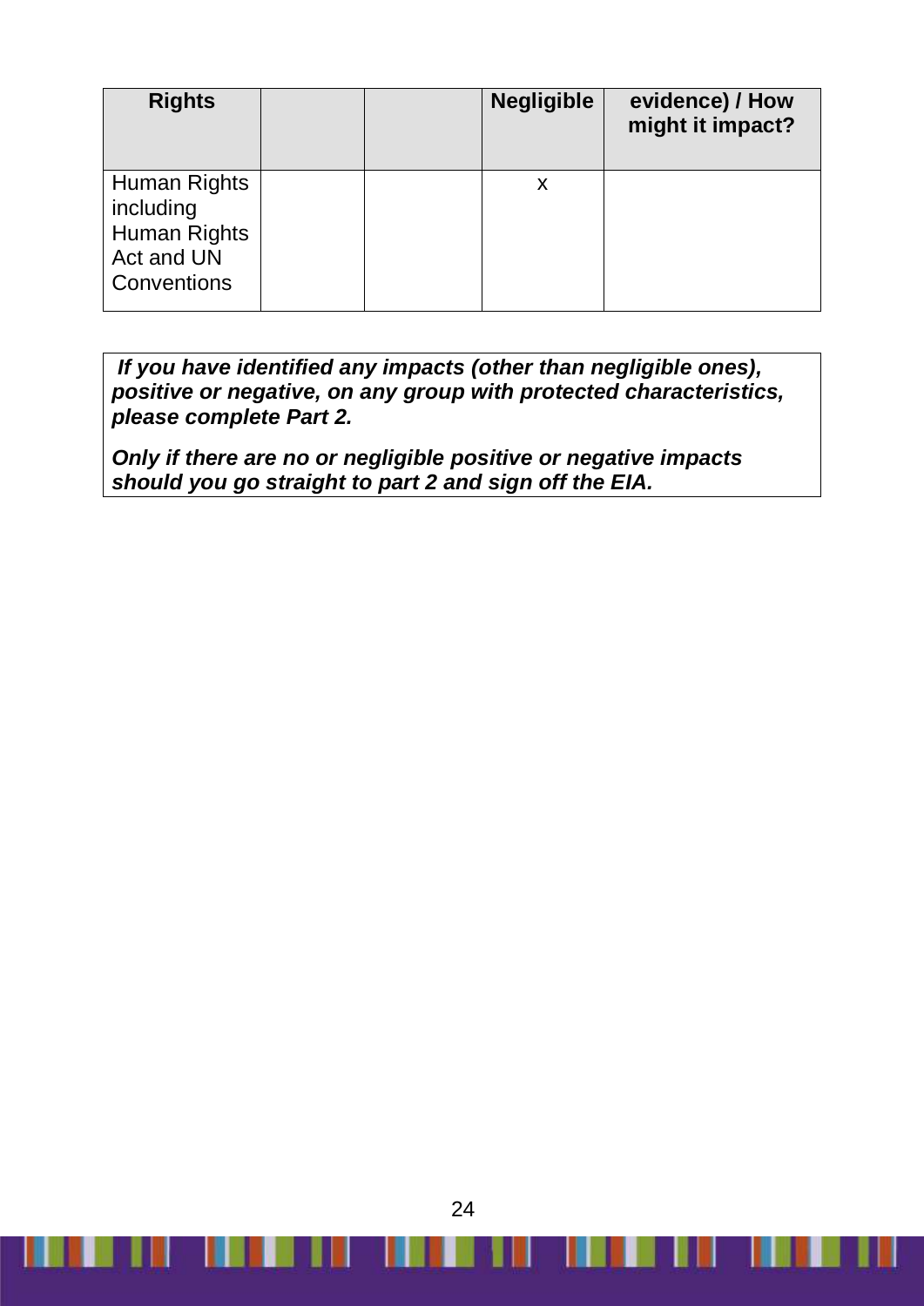| Rights | | | Negligible | evidence) / How might it impact? |
|---|---|---|---|---|
| Human Rights including Human Rights Act and UN Conventions | | | x | |

***If you have identified any impacts (other than negligible ones), positive or negative, on any group with protected characteristics, please complete Part 2.***

***Only if there are no or negligible positive or negative impacts should you go straight to part 2 and sign off the EIA.***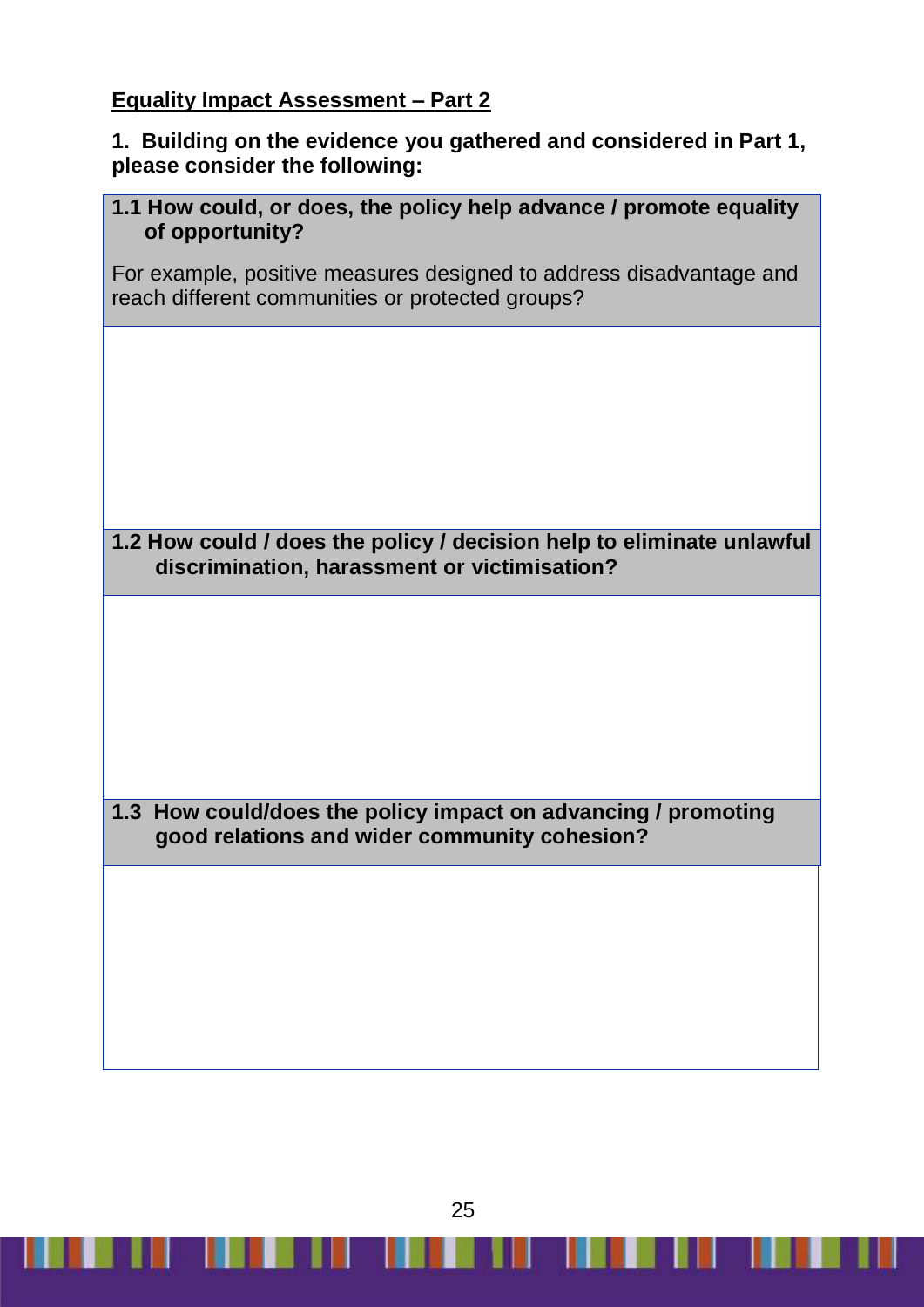**Equality Impact Assessment – Part 2**

**1. Building on the evidence you gathered and considered in Part 1, please consider the following:**

| **1.1 How could, or does, the policy help advance / promote equality of opportunity?**<br><br>For example, positive measures designed to address disadvantage and reach different communities or protected groups? |
| --- |
| |
| **1.2 How could / does the policy / decision help to eliminate unlawful discrimination, harassment or victimisation?** |
| |
| **1.3 How could/does the policy impact on advancing / promoting good relations and wider community cohesion?** |
| |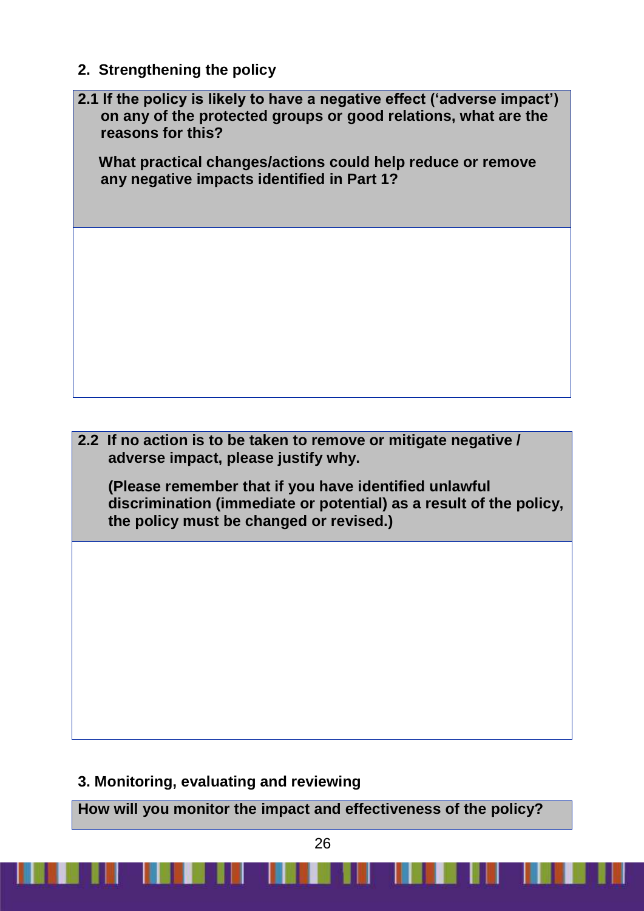## 2. Strengthening the policy

| **2.1 If the policy is likely to have a negative effect ('adverse impact') on any of the protected groups or good relations, what are the reasons for this?**<br><br>**What practical changes/actions could help reduce or remove any negative impacts identified in Part 1?** |
|---|
| |

| **2.2 If no action is to be taken to remove or mitigate negative / adverse impact, please justify why.**<br><br>**(Please remember that if you have identified unlawful discrimination (immediate or potential) as a result of the policy, the policy must be changed or revised.)** |
|---|
| |

## 3. Monitoring, evaluating and reviewing

| **How will you monitor the impact and effectiveness of the policy?** |
|---|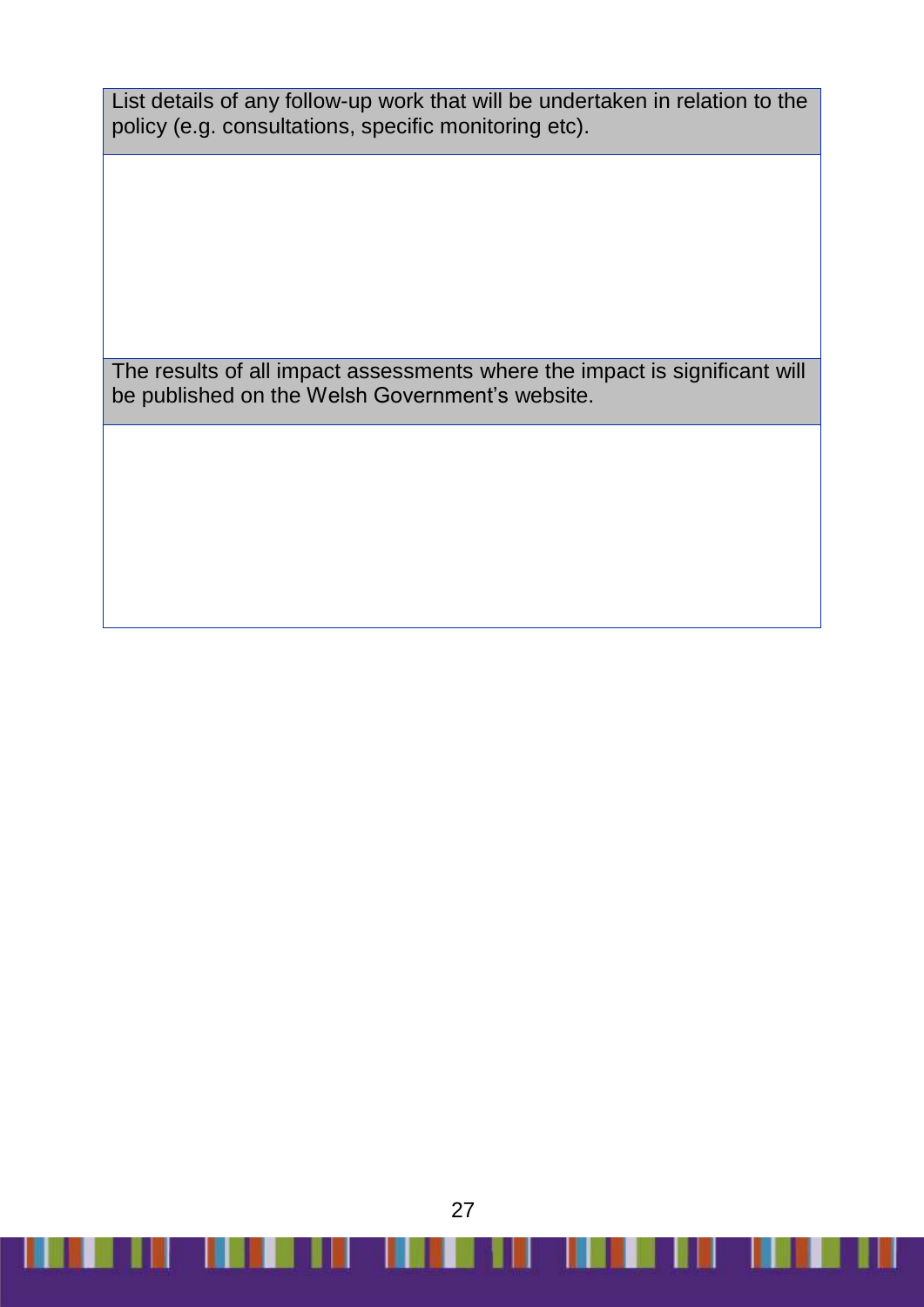| List details of any follow-up work that will be undertaken in relation to the policy (e.g. consultations, specific monitoring etc). |
| --- |
| |
| The results of all impact assessments where the impact is significant will be published on the Welsh Government's website. |
| |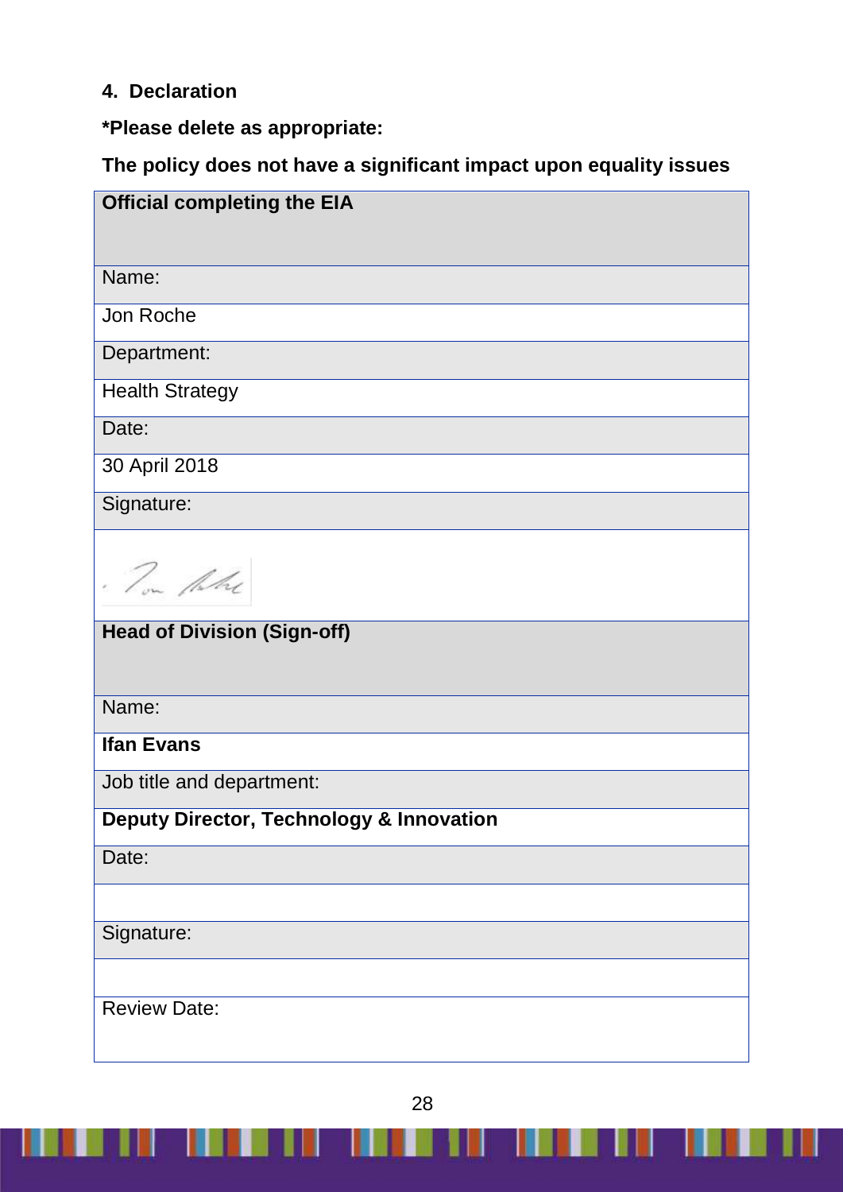## 4. Declaration

**\*Please delete as appropriate:**

**The policy does not have a significant impact upon equality issues**

| |
|---|
| **Official completing the EIA** |
| Name: |
| Jon Roche |
| Department: |
| Health Strategy |
| Date: |
| 30 April 2018 |
| Signature: |
| |
| **Head of Division (Sign-off)** |
| Name: |
| **Ifan Evans** |
| Job title and department: |
| **Deputy Director, Technology & Innovation** |
| Date: |
| |
| Signature: |
| |
| Review Date: |